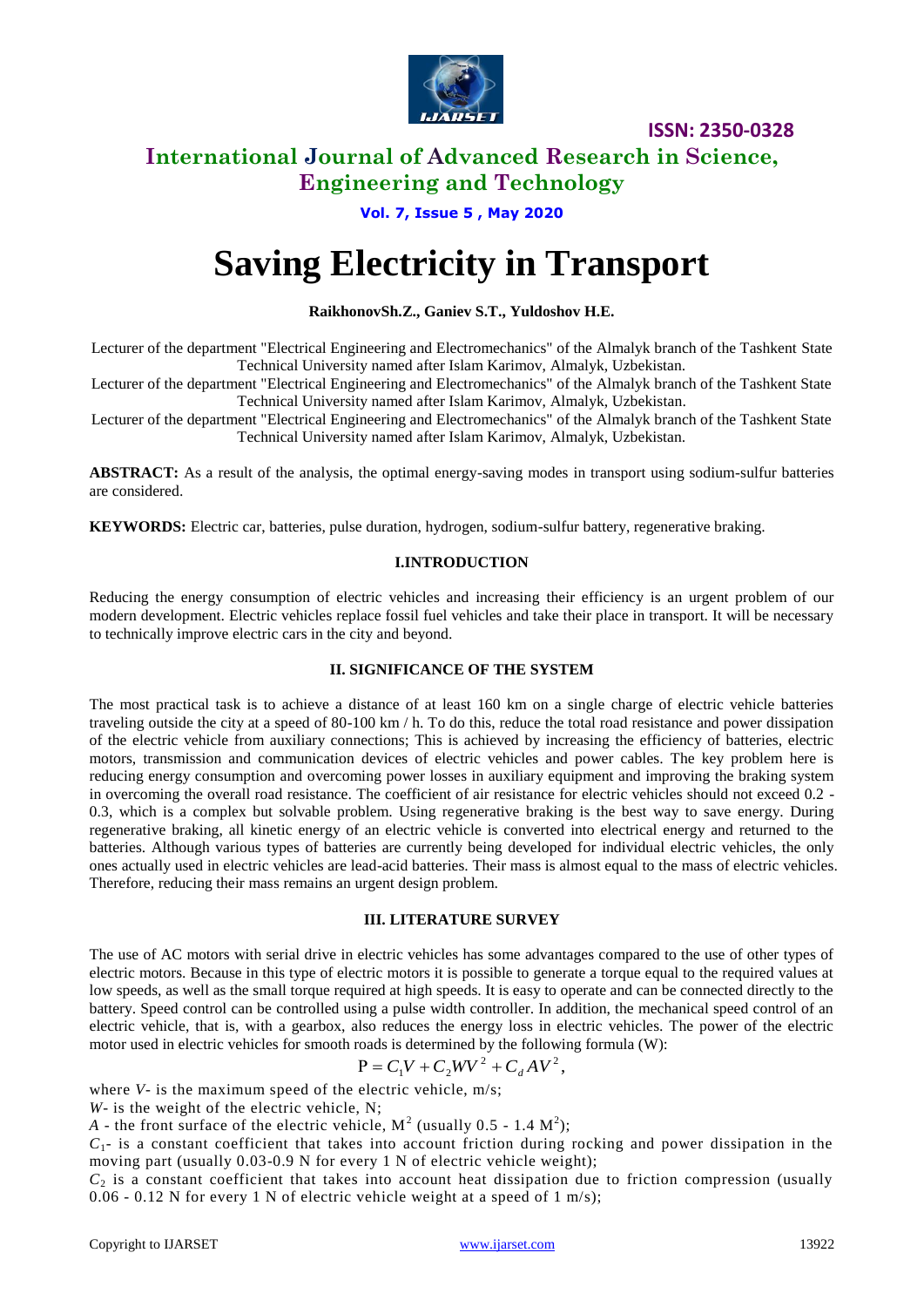# Saving Electricity in Transport

**RaikhonovSh.Z., Ganiev S.T., Yuldoshov H.E.**

Lecturer of the department "Electrical Engineering and Electromechanics" of the Almalyk branch of the Tashkent State Technical University named after Islam Karimov, Almalyk, Uzbekistan.

Lecturer of the department "Electrical Engineering and Electromechanics" of the Almalyk branch of the Tashkent State Technical University named after Islam Karimov, Almalyk, Uzbekistan.

Lecturer of the department "Electrical Engineering and Electromechanics" of the Almalyk branch of the Tashkent State Technical University named after Islam Karimov, Almalyk, Uzbekistan.

**ABSTRACT:** As a result of the analysis, the optimal energy-saving modes in transport using sodium-sulfur batteries are considered.

**KEYWORDS:** Electric car, batteries, pulse duration, hydrogen, sodium-sulfur battery, regenerative braking.

## I.INTRODUCTION

Reducing the energy consumption of electric vehicles and increasing their efficiency is an urgent problem of our modern development. Electric vehicles replace fossil fuel vehicles and take their place in transport. It will be necessary to technically improve electric cars in the city and beyond.

## II. SIGNIFICANCE OF THE SYSTEM

The most practical task is to achieve a distance of at least 160 km on a single charge of electric vehicle batteries traveling outside the city at a speed of 80-100 km / h. To do this, reduce the total road resistance and power dissipation of the electric vehicle from auxiliary connections; This is achieved by increasing the efficiency of batteries, electric motors, transmission and communication devices of electric vehicles and power cables. The key problem here is reducing energy consumption and overcoming power losses in auxiliary equipment and improving the braking system in overcoming the overall road resistance. The coefficient of air resistance for electric vehicles should not exceed 0.2 - 0.3, which is a complex but solvable problem. Using regenerative braking is the best way to save energy. During regenerative braking, all kinetic energy of an electric vehicle is converted into electrical energy and returned to the batteries. Although various types of batteries are currently being developed for individual electric vehicles, the only ones actually used in electric vehicles are lead-acid batteries. Their mass is almost equal to the mass of electric vehicles. Therefore, reducing their mass remains an urgent design problem.

## III. LITERATURE SURVEY

The use of AC motors with serial drive in electric vehicles has some advantages compared to the use of other types of electric motors. Because in this type of electric motors it is possible to generate a torque equal to the required values at low speeds, as well as the small torque required at high speeds. It is easy to operate and can be connected directly to the battery. Speed control can be controlled using a pulse width controller. In addition, the mechanical speed control of an electric vehicle, that is, with a gearbox, also reduces the energy loss in electric vehicles. The power of the electric motor used in electric vehicles for smooth roads is determined by the following formula (W):

$$P = C_1 V + C_2 W V^2 + C_d A V^2,$$

where $V$- is the maximum speed of the electric vehicle, m/s;

$W$- is the weight of the electric vehicle, N;

$A$ - the front surface of the electric vehicle, $M^2$ (usually 0.5 - 1.4 $M^2$);

$C_1$- is a constant coefficient that takes into account friction during rocking and power dissipation in the moving part (usually 0.03-0.9 N for every 1 N of electric vehicle weight);

$C_2$ is a constant coefficient that takes into account heat dissipation due to friction compression (usually 0.06 - 0.12 N for every 1 N of electric vehicle weight at a speed of 1 m/s);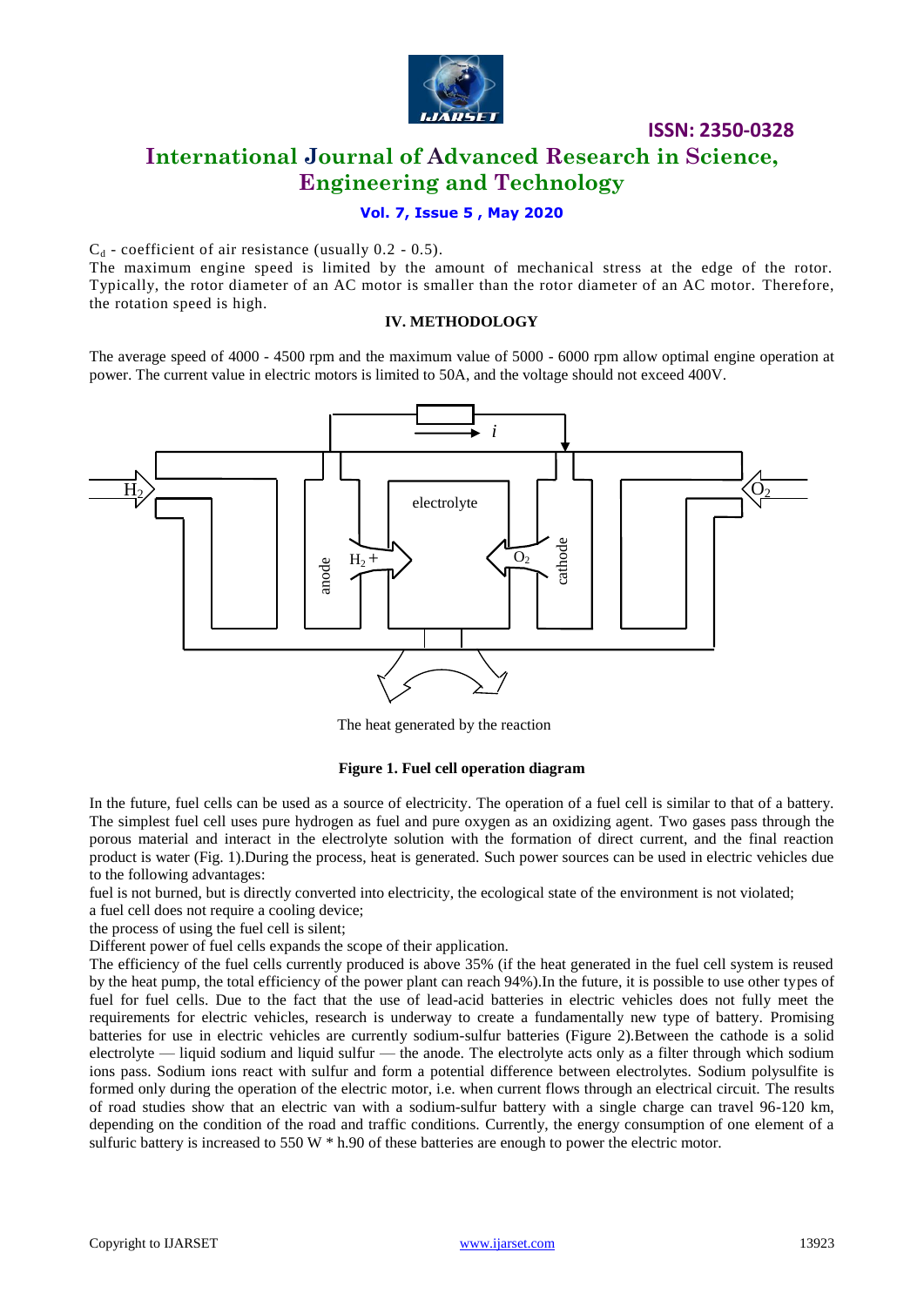$C_d$ - coefficient of air resistance (usually 0.2 - 0.5).

The maximum engine speed is limited by the amount of mechanical stress at the edge of the rotor. Typically, the rotor diameter of an AC motor is smaller than the rotor diameter of an AC motor. Therefore, the rotation speed is high.

## IV. METHODOLOGY

The average speed of 4000 - 4500 rpm and the maximum value of 5000 - 6000 rpm allow optimal engine operation at power. The current value in electric motors is limited to 50A, and the voltage should not exceed 400V.

The heat generated by the reaction

**Figure 1. Fuel cell operation diagram**

In the future, fuel cells can be used as a source of electricity. The operation of a fuel cell is similar to that of a battery. The simplest fuel cell uses pure hydrogen as fuel and pure oxygen as an oxidizing agent. Two gases pass through the porous material and interact in the electrolyte solution with the formation of direct current, and the final reaction product is water (Fig. 1).During the process, heat is generated. Such power sources can be used in electric vehicles due to the following advantages:

fuel is not burned, but is directly converted into electricity, the ecological state of the environment is not violated;

a fuel cell does not require a cooling device;

the process of using the fuel cell is silent;

Different power of fuel cells expands the scope of their application.

The efficiency of the fuel cells currently produced is above 35% (if the heat generated in the fuel cell system is reused by the heat pump, the total efficiency of the power plant can reach 94%).In the future, it is possible to use other types of fuel for fuel cells. Due to the fact that the use of lead-acid batteries in electric vehicles does not fully meet the requirements for electric vehicles, research is underway to create a fundamentally new type of battery. Promising batteries for use in electric vehicles are currently sodium-sulfur batteries (Figure 2).Between the cathode is a solid electrolyte — liquid sodium and liquid sulfur — the anode. The electrolyte acts only as a filter through which sodium ions pass. Sodium ions react with sulfur and form a potential difference between electrolytes. Sodium polysulfite is formed only during the operation of the electric motor, i.e. when current flows through an electrical circuit. The results of road studies show that an electric van with a sodium-sulfur battery with a single charge can travel 96-120 km, depending on the condition of the road and traffic conditions. Currently, the energy consumption of one element of a sulfuric battery is increased to 550 W * h.90 of these batteries are enough to power the electric motor.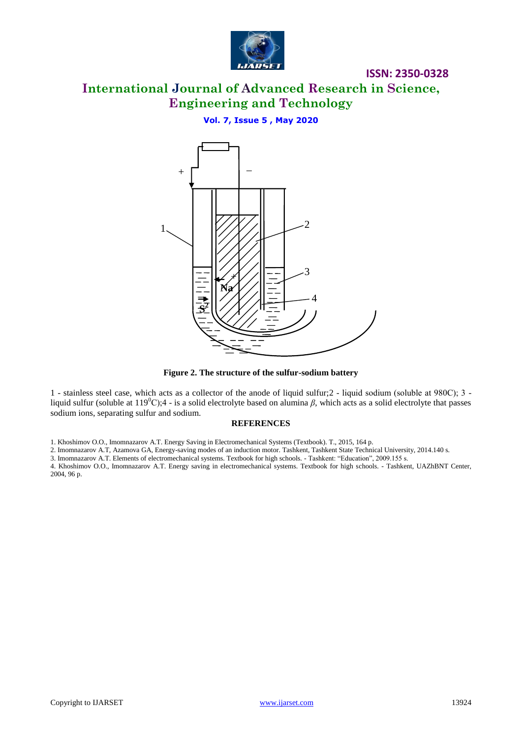+

−

1

2

3

4

$Na^+$

$S^{2-}$

**Figure 2. The structure of the sulfur-sodium battery**

1 - stainless steel case, which acts as a collector of the anode of liquid sulfur;2 - liquid sodium (soluble at 980C); 3 - liquid sulfur (soluble at $119^0$C);4 - is a solid electrolyte based on alumina *β*, which acts as a solid electrolyte that passes sodium ions, separating sulfur and sodium.

**REFERENCES**

1. Khoshimov O.O., Imomnazarov A.T. Energy Saving in Electromechanical Systems (Textbook). T., 2015, 164 p.
2. Imomnazarov A.T, Azamova GA, Energy-saving modes of an induction motor. Tashkent, Tashkent State Technical University, 2014.140 s.
3. Imomnazarov A.T. Elements of electromechanical systems. Textbook for high schools. - Tashkent: "Education", 2009.155 s.
4. Khoshimov O.O., Imomnazarov A.T. Energy saving in electromechanical systems. Textbook for high schools. - Tashkent, UAZhBNT Center, 2004, 96 p.